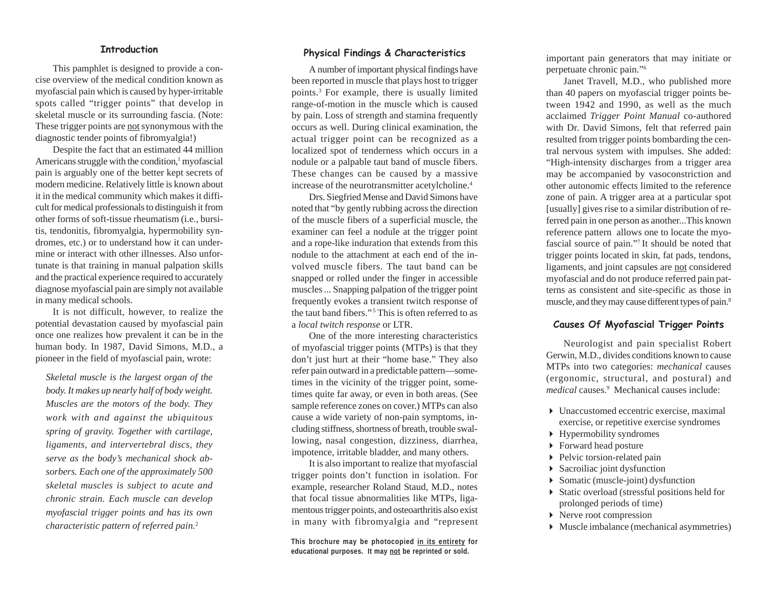## Introduction

This pamphlet is designed to provide a concise overview of the medical condition known as myofascial pain which is caused by hyper-irritable spots called "trigger points" that develop in skeletal muscle or its surrounding fascia. (Note: These trigger points are not synonymous with the diagnostic tender points of fibromyalgia!)

Despite the fact that an estimated 44 million Americans struggle with the condition,[1] myofascial pain is arguably one of the better kept secrets of modern medicine. Relatively little is known about it in the medical community which makes it difficult for medical professionals to distinguish it from other forms of soft-tissue rheumatism (i.e., bursitis, tendonitis, fibromyalgia, hypermobility syndromes, etc.) or to understand how it can undermine or interact with other illnesses. Also unfortunate is that training in manual palpation skills and the practical experience required to accurately diagnose myofascial pain are simply not available in many medical schools.

It is not difficult, however, to realize the potential devastation caused by myofascial pain once one realizes how prevalent it can be in the human body. In 1987, David Simons, M.D., a pioneer in the field of myofascial pain, wrote:

> *Skeletal muscle is the largest organ of the body. It makes up nearly half of body weight. Muscles are the motors of the body. They work with and against the ubiquitous spring of gravity. Together with cartilage, ligaments, and intervertebral discs, they serve as the body's mechanical shock absorbers. Each one of the approximately 500 skeletal muscles is subject to acute and chronic strain. Each muscle can develop myofascial trigger points and has its own characteristic pattern of referred pain.*[2]

## Physical Findings & Characteristics

A number of important physical findings have been reported in muscle that plays host to trigger points.[3] For example, there is usually limited range-of-motion in the muscle which is caused by pain. Loss of strength and stamina frequently occurs as well. During clinical examination, the actual trigger point can be recognized as a localized spot of tenderness which occurs in a nodule or a palpable taut band of muscle fibers. These changes can be caused by a massive increase of the neurotransmitter acetylcholine.[4]

Drs. Siegfried Mense and David Simons have noted that "by gently rubbing across the direction of the muscle fibers of a superficial muscle, the examiner can feel a nodule at the trigger point and a rope-like induration that extends from this nodule to the attachment at each end of the involved muscle fibers. The taut band can be snapped or rolled under the finger in accessible muscles ... Snapping palpation of the trigger point frequently evokes a transient twitch response of the taut band fibers."[5] This is often referred to as a *local twitch response* or LTR.

One of the more interesting characteristics of myofascial trigger points (MTPs) is that they don't just hurt at their "home base." They also refer pain outward in a predictable pattern—sometimes in the vicinity of the trigger point, sometimes quite far away, or even in both areas. (See sample reference zones on cover.) MTPs can also cause a wide variety of non-pain symptoms, including stiffness, shortness of breath, trouble swallowing, nasal congestion, dizziness, diarrhea, impotence, irritable bladder, and many others.

It is also important to realize that myofascial trigger points don't function in isolation. For example, researcher Roland Staud, M.D., notes that focal tissue abnormalities like MTPs, ligamentous trigger points, and osteoarthritis also exist in many with fibromyalgia and "represent important pain generators that may initiate or perpetuate chronic pain."[6]

Janet Travell, M.D., who published more than 40 papers on myofascial trigger points between 1942 and 1990, as well as the much acclaimed *Trigger Point Manual* co-authored with Dr. David Simons, felt that referred pain resulted from trigger points bombarding the central nervous system with impulses. She added: "High-intensity discharges from a trigger area may be accompanied by vasoconstriction and other autonomic effects limited to the reference zone of pain. A trigger area at a particular spot [usually] gives rise to a similar distribution of referred pain in one person as another...This known reference pattern allows one to locate the myofascial source of pain."[7] It should be noted that trigger points located in skin, fat pads, tendons, ligaments, and joint capsules are not considered myofascial and do not produce referred pain patterns as consistent and site-specific as those in muscle, and they may cause different types of pain.[8]

## Causes Of Myofascial Trigger Points

Neurologist and pain specialist Robert Gerwin, M.D., divides conditions known to cause MTPs into two categories: *mechanical* causes (ergonomic, structural, and postural) and *medical* causes.[9] Mechanical causes include:

- Unaccustomed eccentric exercise, maximal exercise, or repetitive exercise syndromes
- Hypermobility syndromes
- Forward head posture
- Pelvic torsion-related pain
- Sacroiliac joint dysfunction
- Somatic (muscle-joint) dysfunction
- Static overload (stressful positions held for prolonged periods of time)
- Nerve root compression
- Muscle imbalance (mechanical asymmetries)

**This brochure may be photocopied in its entirety for educational purposes. It may not be reprinted or sold.**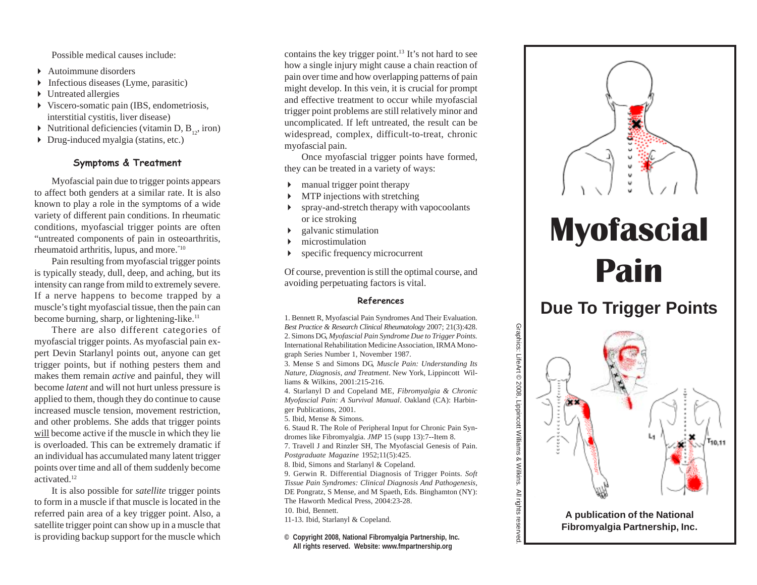Possible medical causes include:

- Autoimmune disorders
- Infectious diseases (Lyme, parasitic)
- Untreated allergies
- Viscero-somatic pain (IBS, endometriosis, interstitial cystitis, liver disease)
- Nutritional deficiencies (vitamin D, $B_{12}$, iron)
- Drug-induced myalgia (statins, etc.)

### Symptoms & Treatment

Myofascial pain due to trigger points appears to affect both genders at a similar rate. It is also known to play a role in the symptoms of a wide variety of different pain conditions. In rheumatic conditions, myofascial trigger points are often "untreated components of pain in osteoarthritis, rheumatoid arthritis, lupus, and more."[10]

Pain resulting from myofascial trigger points is typically steady, dull, deep, and aching, but its intensity can range from mild to extremely severe. If a nerve happens to become trapped by a muscle's tight myofascial tissue, then the pain can become burning, sharp, or lightening-like.[11]

There are also different categories of myofascial trigger points. As myofascial pain expert Devin Starlanyl points out, anyone can get trigger points, but if nothing pesters them and makes them remain *active* and painful, they will become *latent* and will not hurt unless pressure is applied to them, though they do continue to cause increased muscle tension, movement restriction, and other problems. She adds that trigger points will become active if the muscle in which they lie is overloaded. This can be extremely dramatic if an individual has accumulated many latent trigger points over time and all of them suddenly become activated.[12]

It is also possible for *satellite* trigger points to form in a muscle if that muscle is located in the referred pain area of a key trigger point. Also, a satellite trigger point can show up in a muscle that is providing backup support for the muscle which contains the key trigger point.[13] It's not hard to see how a single injury might cause a chain reaction of pain over time and how overlapping patterns of pain might develop. In this vein, it is crucial for prompt and effective treatment to occur while myofascial trigger point problems are still relatively minor and uncomplicated. If left untreated, the result can be widespread, complex, difficult-to-treat, chronic myofascial pain.

Once myofascial trigger points have formed, they can be treated in a variety of ways:

- manual trigger point therapy
- MTP injections with stretching
- spray-and-stretch therapy with vapocoolants or ice stroking
- galvanic stimulation
- microstimulation
- specific frequency microcurrent

Of course, prevention is still the optimal course, and avoiding perpetuating factors is vital.

### References

1. Bennett R, Myofascial Pain Syndromes And Their Evaluation. *Best Practice & Research Clinical Rheumatology* 2007; 21(3):428.
2. Simons DG, *Myofascial Pain Syndrome Due to Trigger Points.* International Rehabilitation Medicine Association, IRMA Monograph Series Number 1, November 1987.
3. Mense S and Simons DG, *Muscle Pain: Understanding Its Nature, Diagnosis, and Treatment*. New York, Lippincott Williams & Wilkins, 2001:215-216.
4. Starlanyl D and Copeland ME, *Fibromyalgia & Chronic Myofascial Pain: A Survival Manual*. Oakland (CA): Harbinger Publications, 2001.
5. Ibid, Mense & Simons.
6. Staud R. The Role of Peripheral Input for Chronic Pain Syndromes like Fibromyalgia. *JMP* 15 (supp 13):7--Item 8.
7. Travell J and Rinzler SH, The Myofascial Genesis of Pain. *Postgraduate Magazine* 1952;11(5):425.
8. Ibid, Simons and Starlanyl & Copeland.
9. Gerwin R. Differential Diagnosis of Trigger Points. *Soft Tissue Pain Syndromes: Clinical Diagnosis And Pathogenesis*, DE Pongratz, S Mense, and M Spaeth, Eds. Binghamton (NY): The Haworth Medical Press, 2004:23-28.
10. Ibid, Bennett.
11-13. Ibid, Starlanyl & Copeland.

**© Copyright 2008, National Fibromyalgia Partnership, Inc. All rights reserved. Website: www.fmpartnership.org**

# Myofascial Pain

## Due To Trigger Points

Graphics: LifeArt © 2008, Lippincott Williams & Wilkins. All rights reserved.

L1

T10,11

**A publication of the National Fibromyalgia Partnership, Inc.**